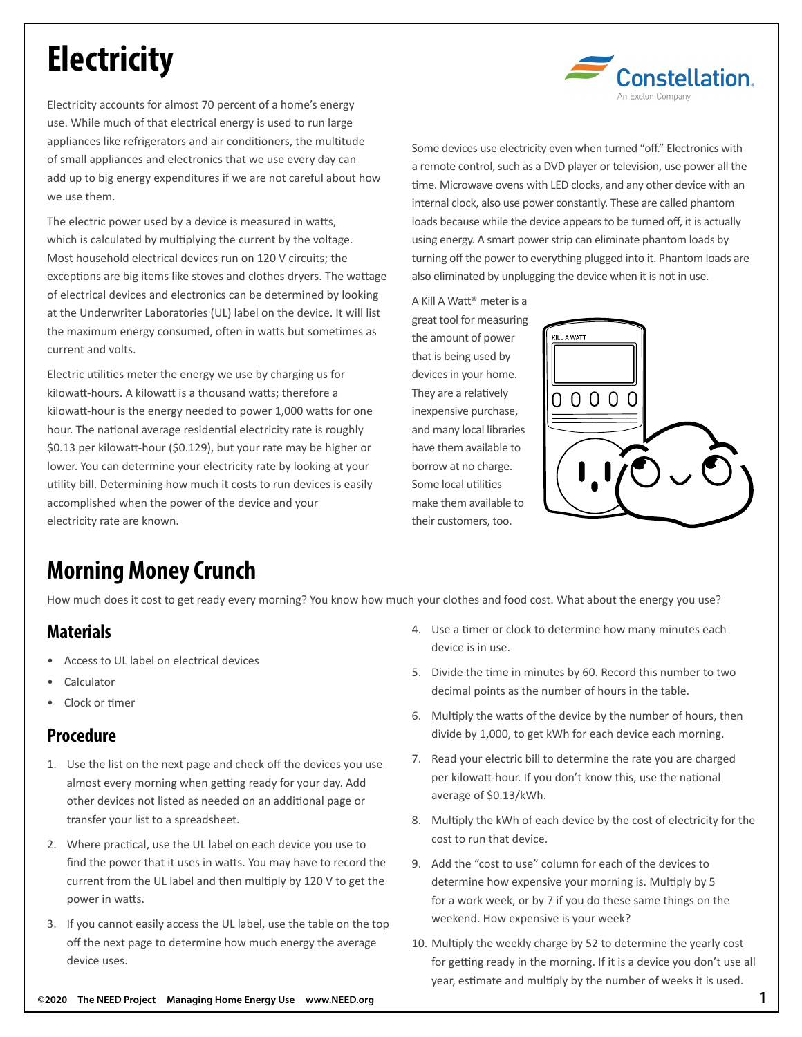# Electricity

Electricity accounts for almost 70 percent of a home's energy use. While much of that electrical energy is used to run large appliances like refrigerators and air conditioners, the multitude of small appliances and electronics that we use every day can add up to big energy expenditures if we are not careful about how we use them.

The electric power used by a device is measured in watts, which is calculated by multiplying the current by the voltage. Most household electrical devices run on 120 V circuits; the exceptions are big items like stoves and clothes dryers. The wattage of electrical devices and electronics can be determined by looking at the Underwriter Laboratories (UL) label on the device. It will list the maximum energy consumed, often in watts but sometimes as current and volts.

Electric utilities meter the energy we use by charging us for kilowatt-hours. A kilowatt is a thousand watts; therefore a kilowatt-hour is the energy needed to power 1,000 watts for one hour. The national average residential electricity rate is roughly $0.13 per kilowatt-hour ($0.129), but your rate may be higher or lower. You can determine your electricity rate by looking at your utility bill. Determining how much it costs to run devices is easily accomplished when the power of the device and your electricity rate are known.

Some devices use electricity even when turned "off." Electronics with a remote control, such as a DVD player or television, use power all the time. Microwave ovens with LED clocks, and any other device with an internal clock, also use power constantly. These are called phantom loads because while the device appears to be turned off, it is actually using energy. A smart power strip can eliminate phantom loads by turning off the power to everything plugged into it. Phantom loads are also eliminated by unplugging the device when it is not in use.

A Kill A Watt® meter is a great tool for measuring the amount of power that is being used by devices in your home. They are a relatively inexpensive purchase, and many local libraries have them available to borrow at no charge. Some local utilities make them available to their customers, too.

# Morning Money Crunch

How much does it cost to get ready every morning? You know how much your clothes and food cost. What about the energy you use?

## Materials

- Access to UL label on electrical devices
- Calculator
- Clock or timer

## Procedure

1. Use the list on the next page and check off the devices you use almost every morning when getting ready for your day. Add other devices not listed as needed on an additional page or transfer your list to a spreadsheet.
2. Where practical, use the UL label on each device you use to find the power that it uses in watts. You may have to record the current from the UL label and then multiply by 120 V to get the power in watts.
3. If you cannot easily access the UL label, use the table on the top off the next page to determine how much energy the average device uses.
4. Use a timer or clock to determine how many minutes each device is in use.
5. Divide the time in minutes by 60. Record this number to two decimal points as the number of hours in the table.
6. Multiply the watts of the device by the number of hours, then divide by 1,000, to get kWh for each device each morning.
7. Read your electric bill to determine the rate you are charged per kilowatt-hour. If you don't know this, use the national average of $0.13/kWh.
8. Multiply the kWh of each device by the cost of electricity for the cost to run that device.
9. Add the "cost to use" column for each of the devices to determine how expensive your morning is. Multiply by 5 for a work week, or by 7 if you do these same things on the weekend. How expensive is your week?
10. Multiply the weekly charge by 52 to determine the yearly cost for getting ready in the morning. If it is a device you don't use all year, estimate and multiply by the number of weeks it is used.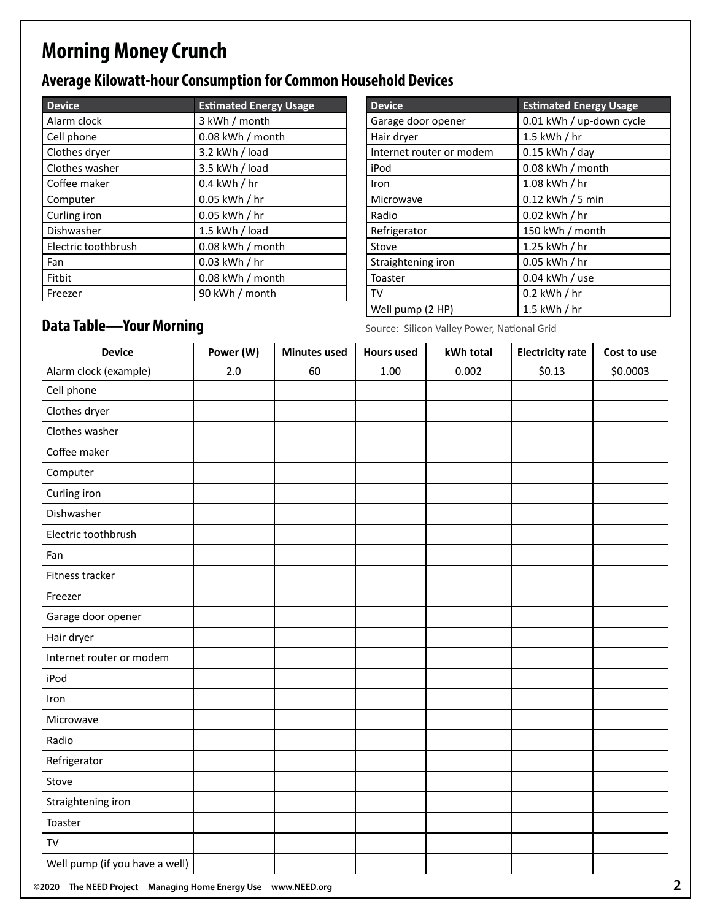# Morning Money Crunch

## Average Kilowatt-hour Consumption for Common Household Devices

| Device | Estimated Energy Usage |
|---|---|
| Alarm clock | 3 kWh / month |
| Cell phone | 0.08 kWh / month |
| Clothes dryer | 3.2 kWh / load |
| Clothes washer | 3.5 kWh / load |
| Coffee maker | 0.4 kWh / hr |
| Computer | 0.05 kWh / hr |
| Curling iron | 0.05 kWh / hr |
| Dishwasher | 1.5 kWh / load |
| Electric toothbrush | 0.08 kWh / month |
| Fan | 0.03 kWh / hr |
| Fitbit | 0.08 kWh / month |
| Freezer | 90 kWh / month |

| Device | Estimated Energy Usage |
|---|---|
| Garage door opener | 0.01 kWh / up-down cycle |
| Hair dryer | 1.5 kWh / hr |
| Internet router or modem | 0.15 kWh / day |
| iPod | 0.08 kWh / month |
| Iron | 1.08 kWh / hr |
| Microwave | 0.12 kWh / 5 min |
| Radio | 0.02 kWh / hr |
| Refrigerator | 150 kWh / month |
| Stove | 1.25 kWh / hr |
| Straightening iron | 0.05 kWh / hr |
| Toaster | 0.04 kWh / use |
| TV | 0.2 kWh / hr |
| Well pump (2 HP) | 1.5 kWh / hr |

Source: Silicon Valley Power, National Grid

## Data Table—Your Morning

| Device | Power (W) | Minutes used | Hours used | kWh total | Electricity rate | Cost to use |
|---|---|---|---|---|---|---|
| Alarm clock (example) | 2.0 | 60 | 1.00 | 0.002 | $0.13 | $0.0003 |
| Cell phone | | | | | | |
| Clothes dryer | | | | | | |
| Clothes washer | | | | | | |
| Coffee maker | | | | | | |
| Computer | | | | | | |
| Curling iron | | | | | | |
| Dishwasher | | | | | | |
| Electric toothbrush | | | | | | |
| Fan | | | | | | |
| Fitness tracker | | | | | | |
| Freezer | | | | | | |
| Garage door opener | | | | | | |
| Hair dryer | | | | | | |
| Internet router or modem | | | | | | |
| iPod | | | | | | |
| Iron | | | | | | |
| Microwave | | | | | | |
| Radio | | | | | | |
| Refrigerator | | | | | | |
| Stove | | | | | | |
| Straightening iron | | | | | | |
| Toaster | | | | | | |
| TV | | | | | | |
| Well pump (if you have a well) | | | | | | |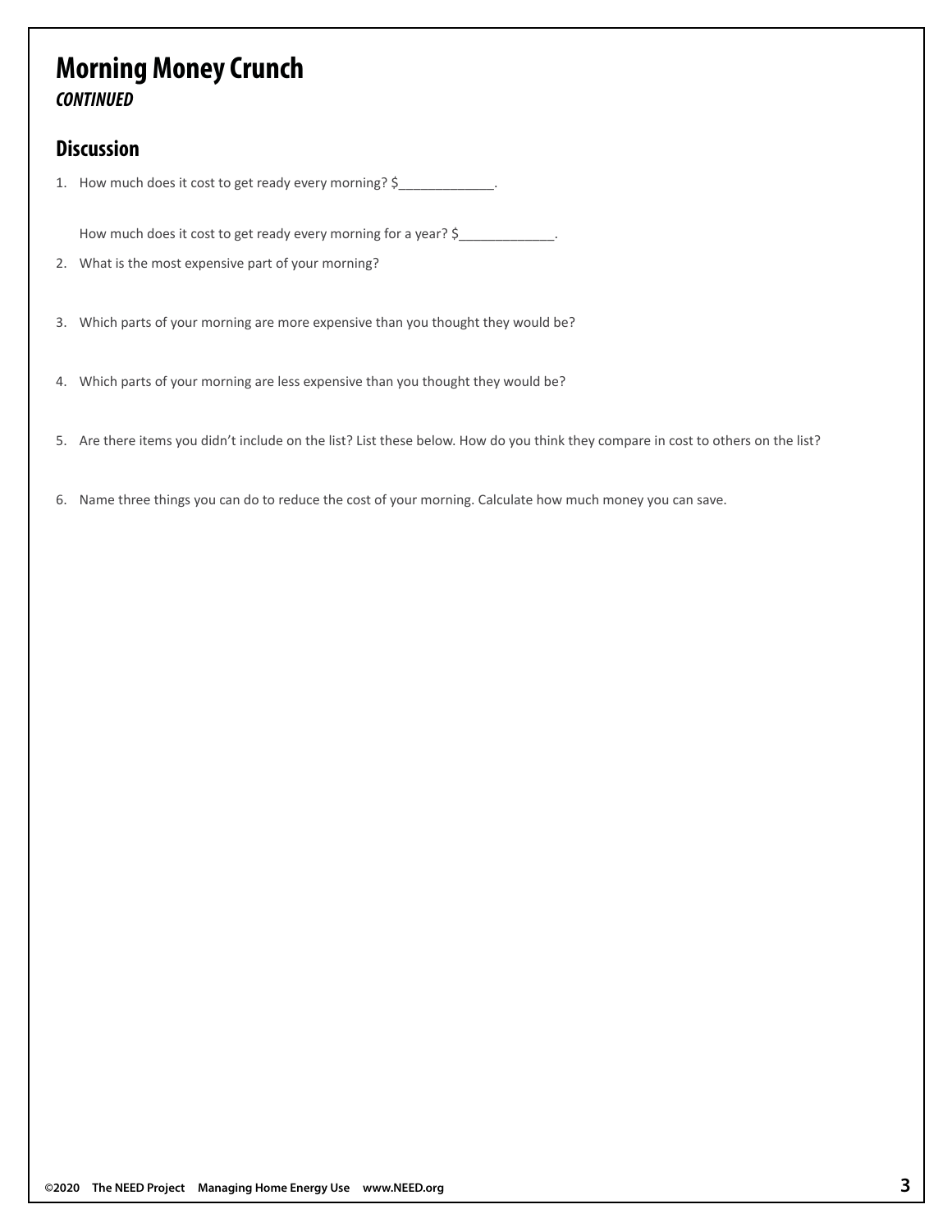# Morning Money Crunch

***CONTINUED***

## Discussion

1. How much does it cost to get ready every morning? $_____________.

   How much does it cost to get ready every morning for a year? $_____________.

2. What is the most expensive part of your morning?

3. Which parts of your morning are more expensive than you thought they would be?

4. Which parts of your morning are less expensive than you thought they would be?

5. Are there items you didn't include on the list? List these below. How do you think they compare in cost to others on the list?

6. Name three things you can do to reduce the cost of your morning. Calculate how much money you can save.